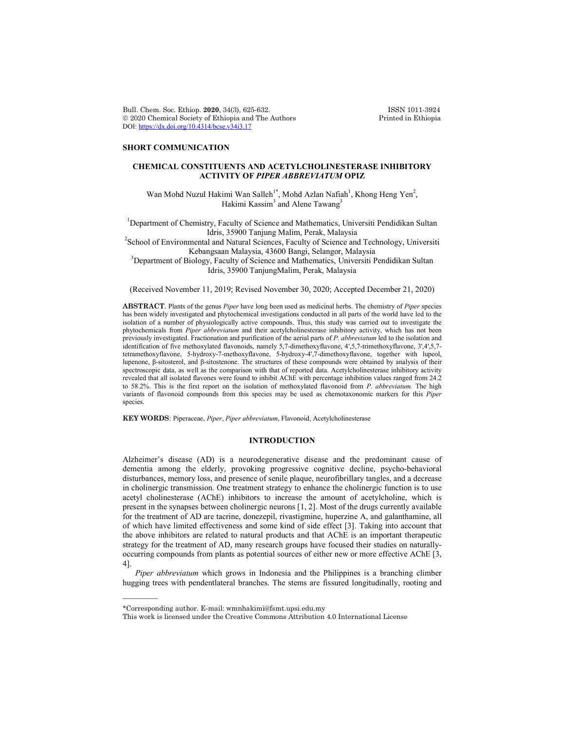## SHORT COMMUNICATION

# CHEMICAL CONSTITUENTS AND ACETYLCHOLINESTERASE INHIBITORY ACTIVITY OF *PIPER ABBREVIATUM* OPIZ

Wan Mohd Nuzul Hakimi Wan Salleh[1*], Mohd Azlan Nafiah[1], Khong Heng Yen[2], Hakimi Kassim[3] and Alene Tawang[3]

[1]Department of Chemistry, Faculty of Science and Mathematics, Universiti Pendidikan Sultan Idris, 35900 Tanjung Malim, Perak, Malaysia

[2]School of Environmental and Natural Sciences, Faculty of Science and Technology, Universiti Kebangsaan Malaysia, 43600 Bangi, Selangor, Malaysia

[3]Department of Biology, Faculty of Science and Mathematics, Universiti Pendidikan Sultan Idris, 35900 TanjungMalim, Perak, Malaysia

(Received November 11, 2019; Revised November 30, 2020; Accepted December 21, 2020)

**ABSTRACT**. Plants of the genus *Piper* have long been used as medicinal herbs. The chemistry of *Piper* species has been widely investigated and phytochemical investigations conducted in all parts of the world have led to the isolation of a number of physiologically active compounds. Thus, this study was carried out to investigate the phytochemicals from *Piper abbreviatum* and their acetylcholinesterase inhibitory activity, which has not been previously investigated. Fractionation and purification of the aerial parts of *P. abbreviatum* led to the isolation and identification of five methoxylated flavonoids, namely 5,7-dimethoxyflavone, 4′,5,7-trimethoxyflavone, 3',4',5,7-tetramethoxyflavone, 5-hydroxy-7-methoxyflavone, 5-hydroxy-4′,7-dimethoxyflavone, together with lupeol, lupenone, β-sitosterol, and β-sitostenone. The structures of these compounds were obtained by analysis of their spectroscopic data, as well as the comparison with that of reported data. Acetylcholinesterase inhibitory activity revealed that all isolated flavones were found to inhibit AChE with percentage inhibition values ranged from 24.2 to 58.2%. This is the first report on the isolation of methoxylated flavonoid from *P. abbreviatum.* The high variants of flavonoid compounds from this species may be used as chemotaxonomic markers for this *Piper* species.

**KEY WORDS**: Piperaceae, *Piper*, *Piper abbreviatum*, Flavonoid, Acetylcholinesterase

## INTRODUCTION

Alzheimer's disease (AD) is a neurodegenerative disease and the predominant cause of dementia among the elderly, provoking progressive cognitive decline, psycho-behavioral disturbances, memory loss, and presence of senile plaque, neurofibrillary tangles, and a decrease in cholinergic transmission. One treatment strategy to enhance the cholinergic function is to use acetyl cholinesterase (AChE) inhibitors to increase the amount of acetylcholine, which is present in the synapses between cholinergic neurons [1, 2]. Most of the drugs currently available for the treatment of AD are tacrine, donezepil, rivastigmine, huperzine A, and galanthamine, all of which have limited effectiveness and some kind of side effect [3]. Taking into account that the above inhibitors are related to natural products and that AChE is an important therapeutic strategy for the treatment of AD, many research groups have focused their studies on naturally-occurring compounds from plants as potential sources of either new or more effective AChE [3, 4].

*Piper abbreviatum* which grows in Indonesia and the Philippines is a branching climber hugging trees with pendentlateral branches. The stems are fissured longitudinally, rooting and

---

*Corresponding author. E-mail: wmnhakimi@fsmt.upsi.edu.my

This work is licensed under the Creative Commons Attribution 4.0 International License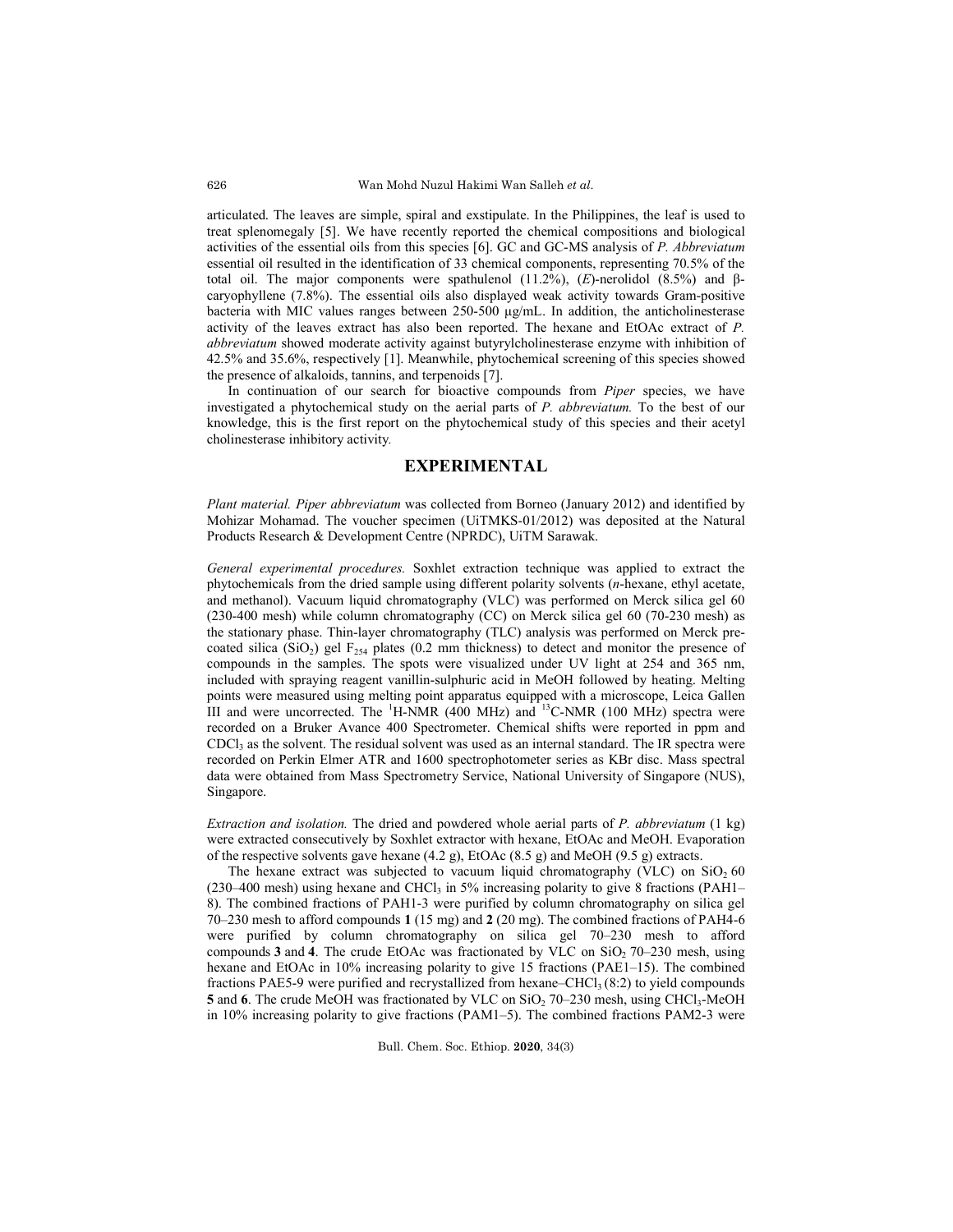articulated. The leaves are simple, spiral and exstipulate. In the Philippines, the leaf is used to treat splenomegaly [5]. We have recently reported the chemical compositions and biological activities of the essential oils from this species [6]. GC and GC-MS analysis of *P. Abbreviatum* essential oil resulted in the identification of 33 chemical components, representing 70.5% of the total oil. The major components were spathulenol (11.2%), (*E*)-nerolidol (8.5%) and β-caryophyllene (7.8%). The essential oils also displayed weak activity towards Gram-positive bacteria with MIC values ranges between 250-500 µg/mL. In addition, the anticholinesterase activity of the leaves extract has also been reported. The hexane and EtOAc extract of *P. abbreviatum* showed moderate activity against butyrylcholinesterase enzyme with inhibition of 42.5% and 35.6%, respectively [1]. Meanwhile, phytochemical screening of this species showed the presence of alkaloids, tannins, and terpenoids [7].

In continuation of our search for bioactive compounds from *Piper* species, we have investigated a phytochemical study on the aerial parts of *P. abbreviatum.* To the best of our knowledge, this is the first report on the phytochemical study of this species and their acetyl cholinesterase inhibitory activity.

## EXPERIMENTAL

*Plant material. Piper abbreviatum* was collected from Borneo (January 2012) and identified by Mohizar Mohamad. The voucher specimen (UiTMKS-01/2012) was deposited at the Natural Products Research & Development Centre (NPRDC), UiTM Sarawak.

*General experimental procedures.* Soxhlet extraction technique was applied to extract the phytochemicals from the dried sample using different polarity solvents (*n*-hexane, ethyl acetate, and methanol). Vacuum liquid chromatography (VLC) was performed on Merck silica gel 60 (230-400 mesh) while column chromatography (CC) on Merck silica gel 60 (70-230 mesh) as the stationary phase. Thin-layer chromatography (TLC) analysis was performed on Merck pre-coated silica ($SiO_2$) gel $F_{254}$ plates (0.2 mm thickness) to detect and monitor the presence of compounds in the samples. The spots were visualized under UV light at 254 and 365 nm, included with spraying reagent vanillin-sulphuric acid in MeOH followed by heating. Melting points were measured using melting point apparatus equipped with a microscope, Leica Gallen III and were uncorrected. The $^{1}$H-NMR (400 MHz) and $^{13}$C-NMR (100 MHz) spectra were recorded on a Bruker Avance 400 Spectrometer. Chemical shifts were reported in ppm and $CDCl_3$ as the solvent. The residual solvent was used as an internal standard. The IR spectra were recorded on Perkin Elmer ATR and 1600 spectrophotometer series as KBr disc. Mass spectral data were obtained from Mass Spectrometry Service, National University of Singapore (NUS), Singapore.

*Extraction and isolation.* The dried and powdered whole aerial parts of *P. abbreviatum* (1 kg) were extracted consecutively by Soxhlet extractor with hexane, EtOAc and MeOH. Evaporation of the respective solvents gave hexane (4.2 g), EtOAc (8.5 g) and MeOH (9.5 g) extracts.

The hexane extract was subjected to vacuum liquid chromatography (VLC) on $SiO_2$ 60 (230–400 mesh) using hexane and $CHCl_3$ in 5% increasing polarity to give 8 fractions (PAH1–8). The combined fractions of PAH1-3 were purified by column chromatography on silica gel 70–230 mesh to afford compounds **1** (15 mg) and **2** (20 mg). The combined fractions of PAH4-6 were purified by column chromatography on silica gel 70–230 mesh to afford compounds **3** and **4**. The crude EtOAc was fractionated by VLC on $SiO_2$ 70–230 mesh, using hexane and EtOAc in 10% increasing polarity to give 15 fractions (PAE1–15). The combined fractions PAE5-9 were purified and recrystallized from hexane–$CHCl_3$ (8:2) to yield compounds **5** and **6**. The crude MeOH was fractionated by VLC on $SiO_2$ 70–230 mesh, using $CHCl_3$-MeOH in 10% increasing polarity to give fractions (PAM1–5). The combined fractions PAM2-3 were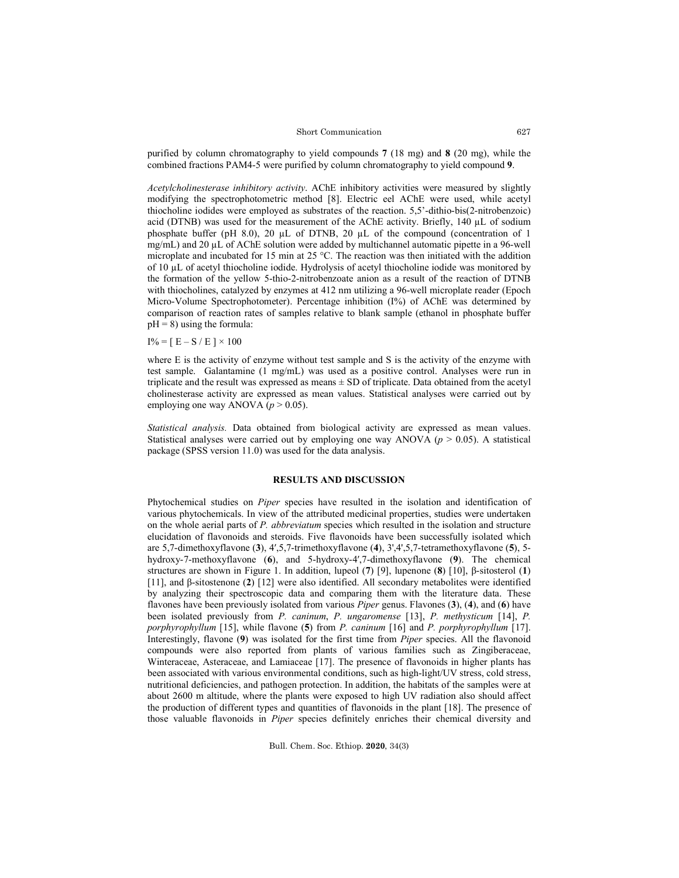purified by column chromatography to yield compounds **7** (18 mg) and **8** (20 mg), while the combined fractions PAM4-5 were purified by column chromatography to yield compound **9**.

*Acetylcholinesterase inhibitory activity*. AChE inhibitory activities were measured by slightly modifying the spectrophotometric method [8]. Electric eel AChE were used, while acetyl thiocholine iodides were employed as substrates of the reaction. 5,5'-dithio-bis(2-nitrobenzoic) acid (DTNB) was used for the measurement of the AChE activity. Briefly, 140 µL of sodium phosphate buffer (pH 8.0), 20 µL of DTNB, 20 µL of the compound (concentration of 1 mg/mL) and 20 µL of AChE solution were added by multichannel automatic pipette in a 96-well microplate and incubated for 15 min at 25 °C. The reaction was then initiated with the addition of 10 µL of acetyl thiocholine iodide. Hydrolysis of acetyl thiocholine iodide was monitored by the formation of the yellow 5-thio-2-nitrobenzoate anion as a result of the reaction of DTNB with thiocholines, catalyzed by enzymes at 412 nm utilizing a 96-well microplate reader (Epoch Micro-Volume Spectrophotometer). Percentage inhibition (I%) of AChE was determined by comparison of reaction rates of samples relative to blank sample (ethanol in phosphate buffer pH = 8) using the formula:

$$I\% = [ E - S / E ] \times 100$$

where E is the activity of enzyme without test sample and S is the activity of the enzyme with test sample. Galantamine (1 mg/mL) was used as a positive control. Analyses were run in triplicate and the result was expressed as means ± SD of triplicate. Data obtained from the acetyl cholinesterase activity are expressed as mean values. Statistical analyses were carried out by employing one way ANOVA ($p > 0.05$).

*Statistical analysis.* Data obtained from biological activity are expressed as mean values. Statistical analyses were carried out by employing one way ANOVA ($p > 0.05$). A statistical package (SPSS version 11.0) was used for the data analysis.

## RESULTS AND DISCUSSION

Phytochemical studies on *Piper* species have resulted in the isolation and identification of various phytochemicals. In view of the attributed medicinal properties, studies were undertaken on the whole aerial parts of *P. abbreviatum* species which resulted in the isolation and structure elucidation of flavonoids and steroids. Five flavonoids have been successfully isolated which are 5,7-dimethoxyflavone (**3**), 4′,5,7-trimethoxyflavone (**4**), 3',4',5,7-tetramethoxyflavone (**5**), 5-hydroxy-7-methoxyflavone (**6**), and 5-hydroxy-4′,7-dimethoxyflavone (**9**). The chemical structures are shown in Figure 1. In addition, lupeol (**7**) [9], lupenone (**8**) [10], β-sitosterol (**1**) [11], and β-sitostenone (**2**) [12] were also identified. All secondary metabolites were identified by analyzing their spectroscopic data and comparing them with the literature data. These flavones have been previously isolated from various *Piper* genus. Flavones (**3**), (**4**), and (**6**) have been isolated previously from *P. caninum*, *P. ungaromense* [13], *P. methysticum* [14], *P. porphyrophyllum* [15], while flavone (**5**) from *P. caninum* [16] and *P. porphyrophyllum* [17]. Interestingly, flavone (**9**) was isolated for the first time from *Piper* species. All the flavonoid compounds were also reported from plants of various families such as Zingiberaceae, Winteraceae, Asteraceae, and Lamiaceae [17]. The presence of flavonoids in higher plants has been associated with various environmental conditions, such as high-light/UV stress, cold stress, nutritional deficiencies, and pathogen protection. In addition, the habitats of the samples were at about 2600 m altitude, where the plants were exposed to high UV radiation also should affect the production of different types and quantities of flavonoids in the plant [18]. The presence of those valuable flavonoids in *Piper* species definitely enriches their chemical diversity and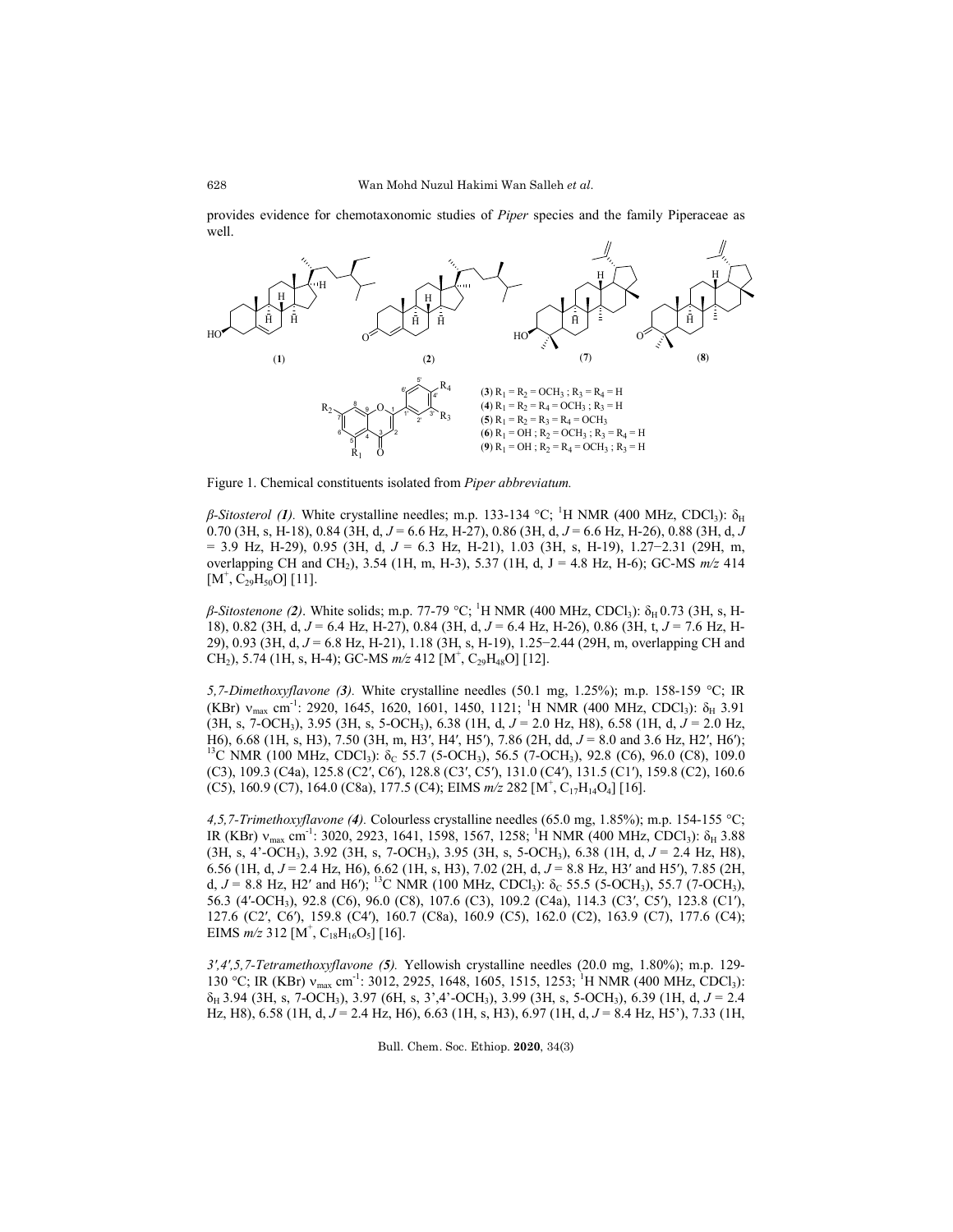provides evidence for chemotaxonomic studies of *Piper* species and the family Piperaceae as well.

(**3**) $R_1 = R_2 = OCH_3$ ; $R_3 = R_4 = H$
(**4**) $R_1 = R_2 = R_4 = OCH_3$ ; $R_3 = H$
(**5**) $R_1 = R_2 = R_3 = R_4 = OCH_3$
(**6**) $R_1 = OH$ ; $R_2 = OCH_3$ ; $R_3 = R_4 = H$
(**9**) $R_1 = OH$ ; $R_2 = R_4 = OCH_3$ ; $R_3 = H$

Figure 1. Chemical constituents isolated from *Piper abbreviatum.*

*β-Sitosterol (1).* White crystalline needles; m.p. 133-134 °C; $^1$H NMR (400 MHz, $CDCl_3$): $\delta_H$ 0.70 (3H, s, H-18), 0.84 (3H, d, $J$ = 6.6 Hz, H-27), 0.86 (3H, d, $J$ = 6.6 Hz, H-26), 0.88 (3H, d, $J$ = 3.9 Hz, H-29), 0.95 (3H, d, $J$ = 6.3 Hz, H-21), 1.03 (3H, s, H-19), 1.27−2.31 (29H, m, overlapping CH and $CH_2$), 3.54 (1H, m, H-3), 5.37 (1H, d, J = 4.8 Hz, H-6); GC-MS $m/z$ 414 [$M^+$, $C_{29}H_{50}O$] [11].

*β-Sitostenone (2).* White solids; m.p. 77-79 °C; $^1$H NMR (400 MHz, $CDCl_3$): $\delta_H$ 0.73 (3H, s, H-18), 0.82 (3H, d, $J$ = 6.4 Hz, H-27), 0.84 (3H, d, $J$ = 6.4 Hz, H-26), 0.86 (3H, t, $J$ = 7.6 Hz, H-29), 0.93 (3H, d, $J$ = 6.8 Hz, H-21), 1.18 (3H, s, H-19), 1.25−2.44 (29H, m, overlapping CH and $CH_2$), 5.74 (1H, s, H-4); GC-MS $m/z$ 412 [$M^+$, $C_{29}H_{48}O$] [12].

*5,7-Dimethoxyflavone (3).* White crystalline needles (50.1 mg, 1.25%); m.p. 158-159 °C; IR (KBr) $\nu_{max}$ cm$^{-1}$: 2920, 1645, 1620, 1601, 1450, 1121; $^1$H NMR (400 MHz, $CDCl_3$): $\delta_H$ 3.91 (3H, s, 7-$OCH_3$), 3.95 (3H, s, 5-$OCH_3$), 6.38 (1H, d, $J$ = 2.0 Hz, H8), 6.58 (1H, d, $J$ = 2.0 Hz, H6), 6.68 (1H, s, H3), 7.50 (3H, m, H3′, H4′, H5′), 7.86 (2H, dd, $J$ = 8.0 and 3.6 Hz, H2′, H6′); $^{13}$C NMR (100 MHz, $CDCl_3$): $\delta_C$ 55.7 (5-$OCH_3$), 56.5 (7-$OCH_3$), 92.8 (C6), 96.0 (C8), 109.0 (C3), 109.3 (C4a), 125.8 (C2′, C6′), 128.8 (C3′, C5′), 131.0 (C4′), 131.5 (C1′), 159.8 (C2), 160.6 (C5), 160.9 (C7), 164.0 (C8a), 177.5 (C4); EIMS $m/z$ 282 [$M^+$, $C_{17}H_{14}O_4$] [16].

*4,5,7-Trimethoxyflavone (4).* Colourless crystalline needles (65.0 mg, 1.85%); m.p. 154-155 °C; IR (KBr) $\nu_{max}$ cm$^{-1}$: 3020, 2923, 1641, 1598, 1567, 1258; $^1$H NMR (400 MHz, $CDCl_3$): $\delta_H$ 3.88 (3H, s, 4'-$OCH_3$), 3.92 (3H, s, 7-$OCH_3$), 3.95 (3H, s, 5-$OCH_3$), 6.38 (1H, d, $J$ = 2.4 Hz, H8), 6.56 (1H, d, $J$ = 2.4 Hz, H6), 6.62 (1H, s, H3), 7.02 (2H, d, $J$ = 8.8 Hz, H3′ and H5′), 7.85 (2H, d, $J$ = 8.8 Hz, H2′ and H6′); $^{13}$C NMR (100 MHz, $CDCl_3$): $\delta_C$ 55.5 (5-$OCH_3$), 55.7 (7-$OCH_3$), 56.3 (4′-$OCH_3$), 92.8 (C6), 96.0 (C8), 107.6 (C3), 107.2 (C4a), 114.3 (C3′, C5′), 123.8 (C1′), 127.6 (C2′, C6′), 159.8 (C4′), 160.7 (C8a), 160.9 (C5), 162.0 (C2), 163.9 (C7), 177.6 (C4); EIMS $m/z$ 312 [$M^+$, $C_{18}H_{16}O_5$] [16].

*3′,4′,5,7-Tetramethoxyflavone (5).* Yellowish crystalline needles (20.0 mg, 1.80%); m.p. 129-130 °C; IR (KBr) $\nu_{max}$ cm$^{-1}$: 3012, 2925, 1648, 1605, 1515, 1253; $^1$H NMR (400 MHz, $CDCl_3$): $\delta_H$ 3.94 (3H, s, 7-$OCH_3$), 3.97 (6H, s, 3',4'-$OCH_3$), 3.99 (3H, s, 5-$OCH_3$), 6.39 (1H, d, $J$ = 2.4 Hz, H8), 6.58 (1H, d, $J$ = 2.4 Hz, H6), 6.63 (1H, s, H3), 6.97 (1H, d, $J$ = 8.4 Hz, H5'), 7.33 (1H,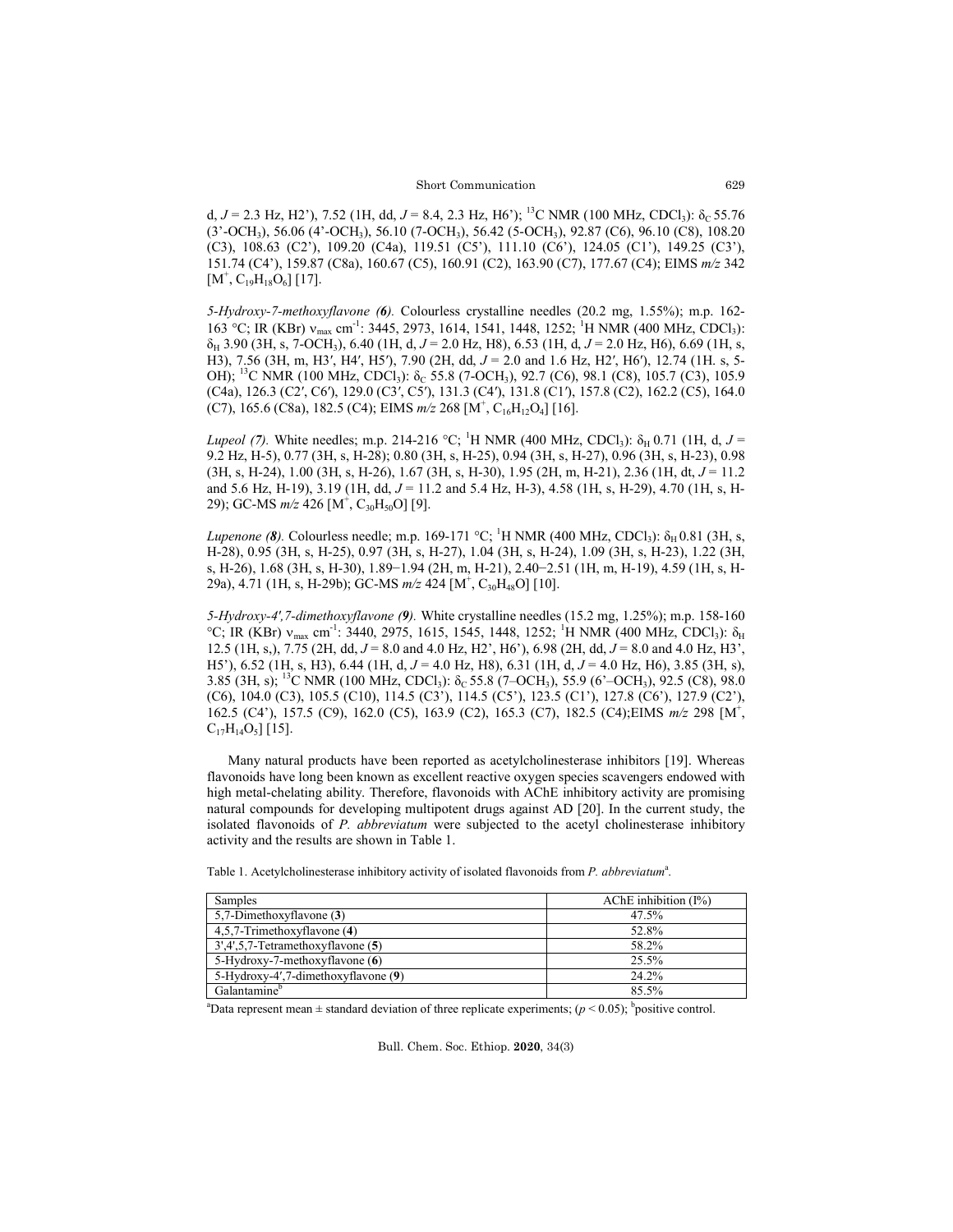d, $J$ = 2.3 Hz, H2’), 7.52 (1H, dd, $J$ = 8.4, 2.3 Hz, H6’); $^{13}$C NMR (100 MHz, $CDCl_3$): $\delta_C$ 55.76 (3’-$OCH_3$), 56.06 (4’-$OCH_3$), 56.10 (7-$OCH_3$), 56.42 (5-$OCH_3$), 92.87 (C6), 96.10 (C8), 108.20 (C3), 108.63 (C2’), 109.20 (C4a), 119.51 (C5’), 111.10 (C6’), 124.05 (C1’), 149.25 (C3’), 151.74 (C4’), 159.87 (C8a), 160.67 (C5), 160.91 (C2), 163.90 (C7), 177.67 (C4); EIMS $m/z$ 342 [$M^+$, $C_{19}H_{18}O_6$] [17].

*5-Hydroxy-7-methoxyflavone (6).* Colourless crystalline needles (20.2 mg, 1.55%); m.p. 162-163 °C; IR (KBr) $\nu_{max}$ $cm^{-1}$: 3445, 2973, 1614, 1541, 1448, 1252; $^1$H NMR (400 MHz, $CDCl_3$): $\delta_H$ 3.90 (3H, s, 7-$OCH_3$), 6.40 (1H, d, $J$ = 2.0 Hz, H8), 6.53 (1H, d, $J$ = 2.0 Hz, H6), 6.69 (1H, s, H3), 7.56 (3H, m, H3′, H4′, H5′), 7.90 (2H, dd, $J$ = 2.0 and 1.6 Hz, H2′, H6′), 12.74 (1H. s, 5-OH); $^{13}$C NMR (100 MHz, $CDCl_3$): $\delta_C$ 55.8 (7-$OCH_3$), 92.7 (C6), 98.1 (C8), 105.7 (C3), 105.9 (C4a), 126.3 (C2′, C6′), 129.0 (C3′, C5′), 131.3 (C4′), 131.8 (C1′), 157.8 (C2), 162.2 (C5), 164.0 (C7), 165.6 (C8a), 182.5 (C4); EIMS $m/z$ 268 [$M^+$, $C_{16}H_{12}O_4$] [16].

*Lupeol (7).* White needles; m.p. 214-216 °C; $^1$H NMR (400 MHz, $CDCl_3$): $\delta_H$ 0.71 (1H, d, $J$ = 9.2 Hz, H-5), 0.77 (3H, s, H-28), 0.80 (3H, s, H-25), 0.94 (3H, s, H-27), 0.96 (3H, s, H-23), 0.98 (3H, s, H-24), 1.00 (3H, s, H-26), 1.67 (3H, s, H-30), 1.95 (2H, m, H-21), 2.36 (1H, dt, $J$ = 11.2 and 5.6 Hz, H-19), 3.19 (1H, dd, $J$ = 11.2 and 5.4 Hz, H-3), 4.58 (1H, s, H-29), 4.70 (1H, s, H-29); GC-MS $m/z$ 426 [$M^+$, $C_{30}H_{50}O$] [9].

*Lupenone (8).* Colourless needle; m.p. 169-171 °C; $^1$H NMR (400 MHz, $CDCl_3$): $\delta_H$ 0.81 (3H, s, H-28), 0.95 (3H, s, H-25), 0.97 (3H, s, H-27), 1.04 (3H, s, H-24), 1.09 (3H, s, H-23), 1.22 (3H, s, H-26), 1.68 (3H, s, H-30), 1.89−1.94 (2H, m, H-21), 2.40−2.51 (1H, m, H-19), 4.59 (1H, s, H-29a), 4.71 (1H, s, H-29b); GC-MS $m/z$ 424 [$M^+$, $C_{30}H_{48}O$] [10].

*5-Hydroxy-4′,7-dimethoxyflavone (9).* White crystalline needles (15.2 mg, 1.25%); m.p. 158-160 °C; IR (KBr) $\nu_{max}$ $cm^{-1}$: 3440, 2975, 1615, 1545, 1448, 1252; $^1$H NMR (400 MHz, $CDCl_3$): $\delta_H$ 12.5 (1H, s,), 7.75 (2H, dd, $J$ = 8.0 and 4.0 Hz, H2’, H6’), 6.98 (2H, dd, $J$ = 8.0 and 4.0 Hz, H3’, H5’), 6.52 (1H, s, H3), 6.44 (1H, d, $J$ = 4.0 Hz, H8), 6.31 (1H, d, $J$ = 4.0 Hz, H6), 3.85 (3H, s), 3.85 (3H, s); $^{13}$C NMR (100 MHz, $CDCl_3$): $\delta_C$ 55.8 (7–$OCH_3$), 55.9 (6’–$OCH_3$), 92.5 (C8), 98.0 (C6), 104.0 (C3), 105.5 (C10), 114.5 (C3’), 114.5 (C5’), 123.5 (C1’), 127.8 (C6’), 127.9 (C2’), 162.5 (C4’), 157.5 (C9), 162.0 (C5), 163.9 (C2), 165.3 (C7), 182.5 (C4);EIMS $m/z$ 298 [$M^+$, $C_{17}H_{14}O_5$] [15].

Many natural products have been reported as acetylcholinesterase inhibitors [19]. Whereas flavonoids have long been known as excellent reactive oxygen species scavengers endowed with high metal-chelating ability. Therefore, flavonoids with AChE inhibitory activity are promising natural compounds for developing multipotent drugs against AD [20]. In the current study, the isolated flavonoids of *P. abbreviatum* were subjected to the acetyl cholinesterase inhibitory activity and the results are shown in Table 1.

Table 1. Acetylcholinesterase inhibitory activity of isolated flavonoids from *P. abbreviatum*[a].

| Samples | AChE inhibition (I%) |
|---|---|
| 5,7-Dimethoxyflavone (3) | 47.5% |
| 4,5,7-Trimethoxyflavone (4) | 52.8% |
| 3',4',5,7-Tetramethoxyflavone (5) | 58.2% |
| 5-Hydroxy-7-methoxyflavone (6) | 25.5% |
| 5-Hydroxy-4′,7-dimethoxyflavone (9) | 24.2% |
| Galantamine[b] | 85.5% |

[a]Data represent mean ± standard deviation of three replicate experiments; ($p < 0.05$); [b]positive control.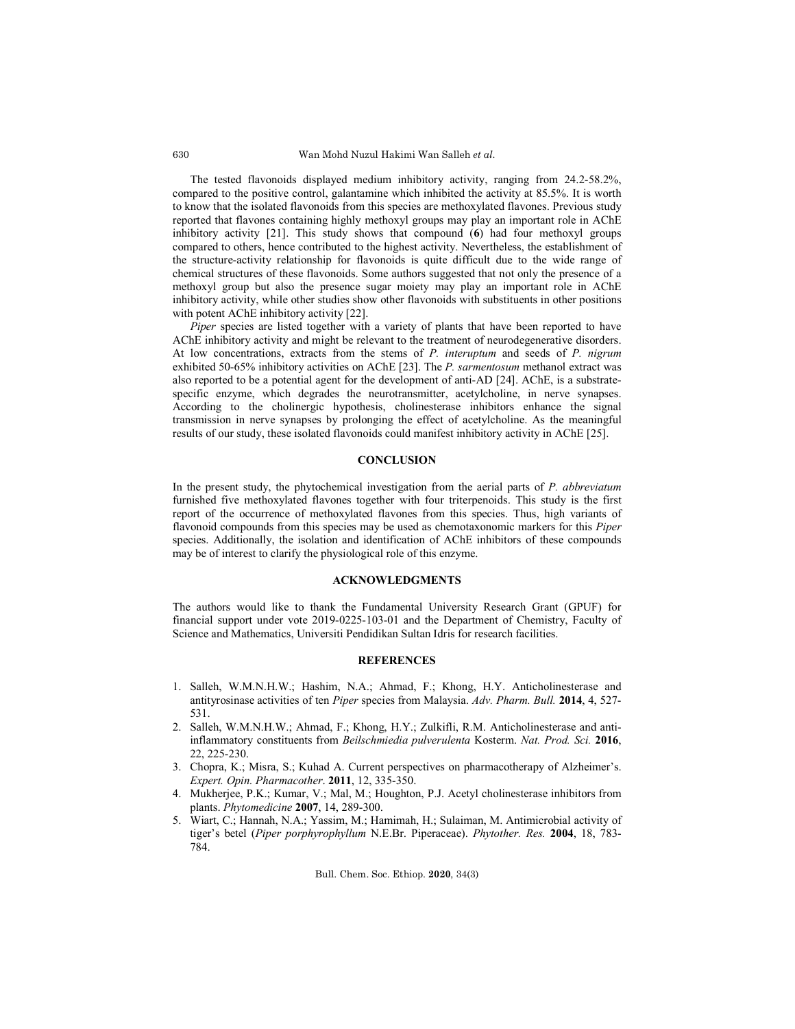The tested flavonoids displayed medium inhibitory activity, ranging from 24.2-58.2%, compared to the positive control, galantamine which inhibited the activity at 85.5%. It is worth to know that the isolated flavonoids from this species are methoxylated flavones. Previous study reported that flavones containing highly methoxyl groups may play an important role in AChE inhibitory activity [21]. This study shows that compound (**6**) had four methoxyl groups compared to others, hence contributed to the highest activity. Nevertheless, the establishment of the structure-activity relationship for flavonoids is quite difficult due to the wide range of chemical structures of these flavonoids. Some authors suggested that not only the presence of a methoxyl group but also the presence sugar moiety may play an important role in AChE inhibitory activity, while other studies show other flavonoids with substituents in other positions with potent AChE inhibitory activity [22].

*Piper* species are listed together with a variety of plants that have been reported to have AChE inhibitory activity and might be relevant to the treatment of neurodegenerative disorders. At low concentrations, extracts from the stems of *P. interuptum* and seeds of *P. nigrum* exhibited 50-65% inhibitory activities on AChE [23]. The *P. sarmentosum* methanol extract was also reported to be a potential agent for the development of anti-AD [24]. AChE, is a substrate-specific enzyme, which degrades the neurotransmitter, acetylcholine, in nerve synapses. According to the cholinergic hypothesis, cholinesterase inhibitors enhance the signal transmission in nerve synapses by prolonging the effect of acetylcholine. As the meaningful results of our study, these isolated flavonoids could manifest inhibitory activity in AChE [25].

## CONCLUSION

In the present study, the phytochemical investigation from the aerial parts of *P. abbreviatum* furnished five methoxylated flavones together with four triterpenoids. This study is the first report of the occurrence of methoxylated flavones from this species. Thus, high variants of flavonoid compounds from this species may be used as chemotaxonomic markers for this *Piper* species. Additionally, the isolation and identification of AChE inhibitors of these compounds may be of interest to clarify the physiological role of this enzyme.

## ACKNOWLEDGMENTS

The authors would like to thank the Fundamental University Research Grant (GPUF) for financial support under vote 2019-0225-103-01 and the Department of Chemistry, Faculty of Science and Mathematics, Universiti Pendidikan Sultan Idris for research facilities.

## REFERENCES

1. Salleh, W.M.N.H.W.; Hashim, N.A.; Ahmad, F.; Khong, H.Y. Anticholinesterase and antityrosinase activities of ten *Piper* species from Malaysia. *Adv. Pharm. Bull.* **2014**, 4, 527-531.
2. Salleh, W.M.N.H.W.; Ahmad, F.; Khong, H.Y.; Zulkifli, R.M. Anticholinesterase and anti-inflammatory constituents from *Beilschmiedia pulverulenta* Kosterm. *Nat. Prod. Sci.* **2016**, 22, 225-230.
3. Chopra, K.; Misra, S.; Kuhad A. Current perspectives on pharmacotherapy of Alzheimer's. *Expert. Opin. Pharmacother*. **2011**, 12, 335-350.
4. Mukherjee, P.K.; Kumar, V.; Mal, M.; Houghton, P.J. Acetyl cholinesterase inhibitors from plants. *Phytomedicine* **2007**, 14, 289-300.
5. Wiart, C.; Hannah, N.A.; Yassim, M.; Hamimah, H.; Sulaiman, M. Antimicrobial activity of tiger's betel (*Piper porphyrophyllum* N.E.Br. Piperaceae). *Phytother. Res.* **2004**, 18, 783-784.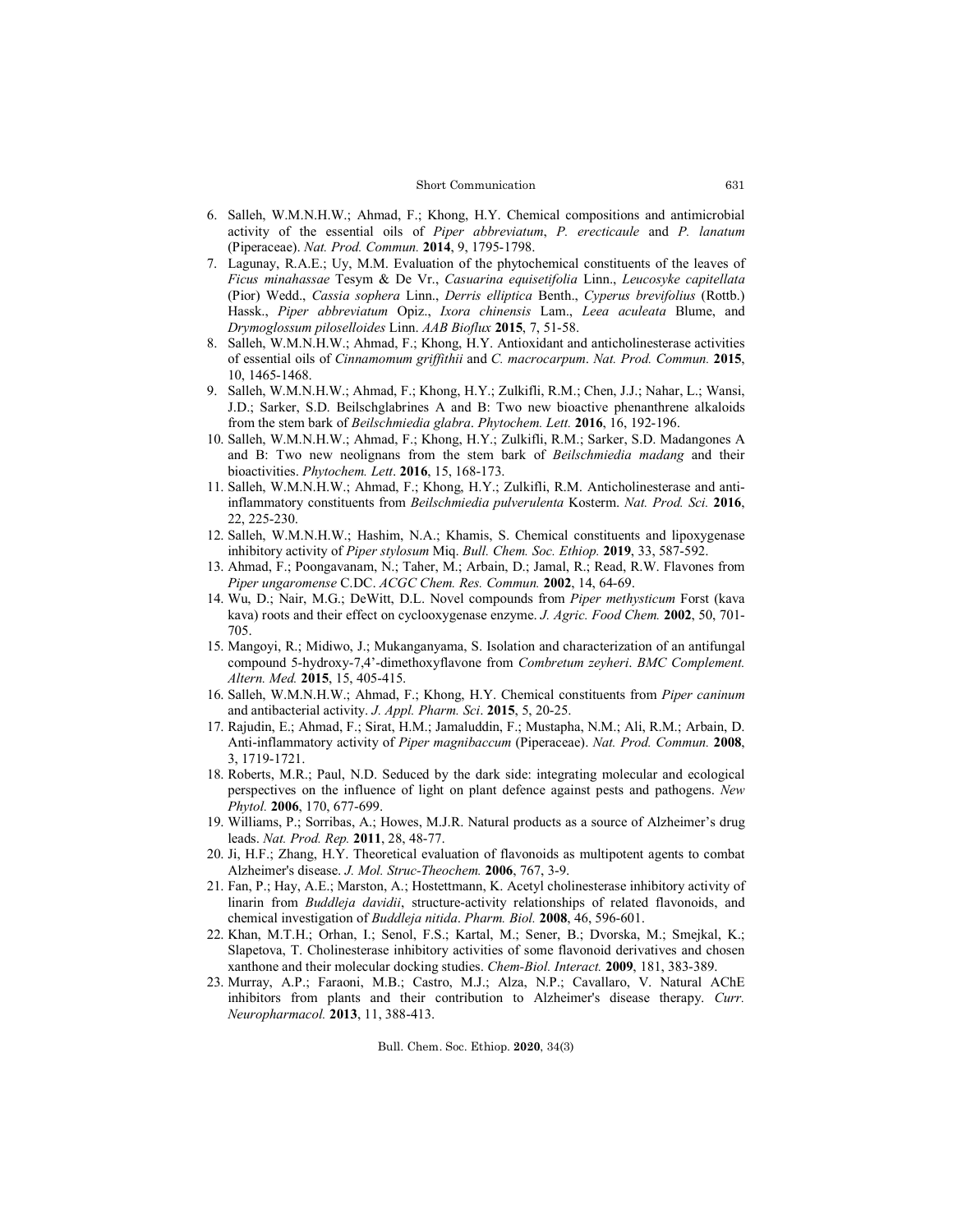6. Salleh, W.M.N.H.W.; Ahmad, F.; Khong, H.Y. Chemical compositions and antimicrobial activity of the essential oils of *Piper abbreviatum*, *P. erecticaule* and *P. lanatum* (Piperaceae). *Nat. Prod. Commun.* **2014**, 9, 1795-1798.
7. Lagunay, R.A.E.; Uy, M.M. Evaluation of the phytochemical constituents of the leaves of *Ficus minahassae* Tesym & De Vr., *Casuarina equisetifolia* Linn., *Leucosyke capitellata* (Pior) Wedd., *Cassia sophera* Linn., *Derris elliptica* Benth., *Cyperus brevifolius* (Rottb.) Hassk., *Piper abbreviatum* Opiz., *Ixora chinensis* Lam., *Leea aculeata* Blume, and *Drymoglossum piloselloides* Linn. *AAB Bioflux* **2015**, 7, 51-58.
8. Salleh, W.M.N.H.W.; Ahmad, F.; Khong, H.Y. Antioxidant and anticholinesterase activities of essential oils of *Cinnamomum griffithii* and *C. macrocarpum*. *Nat. Prod. Commun.* **2015**, 10, 1465-1468.
9. Salleh, W.M.N.H.W.; Ahmad, F.; Khong, H.Y.; Zulkifli, R.M.; Chen, J.J.; Nahar, L.; Wansi, J.D.; Sarker, S.D. Beilschglabrines A and B: Two new bioactive phenanthrene alkaloids from the stem bark of *Beilschmiedia glabra*. *Phytochem. Lett.* **2016**, 16, 192-196.
10. Salleh, W.M.N.H.W.; Ahmad, F.; Khong, H.Y.; Zulkifli, R.M.; Sarker, S.D. Madangones A and B: Two new neolignans from the stem bark of *Beilschmiedia madang* and their bioactivities. *Phytochem. Lett*. **2016**, 15, 168-173.
11. Salleh, W.M.N.H.W.; Ahmad, F.; Khong, H.Y.; Zulkifli, R.M. Anticholinesterase and anti-inflammatory constituents from *Beilschmiedia pulverulenta* Kosterm. *Nat. Prod. Sci.* **2016**, 22, 225-230.
12. Salleh, W.M.N.H.W.; Hashim, N.A.; Khamis, S. Chemical constituents and lipoxygenase inhibitory activity of *Piper stylosum* Miq. *Bull. Chem. Soc. Ethiop.* **2019**, 33, 587-592.
13. Ahmad, F.; Poongavanam, N.; Taher, M.; Arbain, D.; Jamal, R.; Read, R.W. Flavones from *Piper ungaromense* C.DC. *ACGC Chem. Res. Commun.* **2002**, 14, 64-69.
14. Wu, D.; Nair, M.G.; DeWitt, D.L. Novel compounds from *Piper methysticum* Forst (kava kava) roots and their effect on cyclooxygenase enzyme. *J. Agric. Food Chem.* **2002**, 50, 701-705.
15. Mangoyi, R.; Midiwo, J.; Mukanganyama, S. Isolation and characterization of an antifungal compound 5-hydroxy-7,4'-dimethoxyflavone from *Combretum zeyheri*. *BMC Complement. Altern. Med.* **2015**, 15, 405-415.
16. Salleh, W.M.N.H.W.; Ahmad, F.; Khong, H.Y. Chemical constituents from *Piper caninum* and antibacterial activity. *J. Appl. Pharm. Sci*. **2015**, 5, 20-25.
17. Rajudin, E.; Ahmad, F.; Sirat, H.M.; Jamaluddin, F.; Mustapha, N.M.; Ali, R.M.; Arbain, D. Anti-inflammatory activity of *Piper magnibaccum* (Piperaceae). *Nat. Prod. Commun.* **2008**, 3, 1719-1721.
18. Roberts, M.R.; Paul, N.D. Seduced by the dark side: integrating molecular and ecological perspectives on the influence of light on plant defence against pests and pathogens. *New Phytol.* **2006**, 170, 677-699.
19. Williams, P.; Sorribas, A.; Howes, M.J.R. Natural products as a source of Alzheimer's drug leads. *Nat. Prod. Rep.* **2011**, 28, 48-77.
20. Ji, H.F.; Zhang, H.Y. Theoretical evaluation of flavonoids as multipotent agents to combat Alzheimer's disease. *J. Mol. Struc-Theochem.* **2006**, 767, 3-9.
21. Fan, P.; Hay, A.E.; Marston, A.; Hostettmann, K. Acetyl cholinesterase inhibitory activity of linarin from *Buddleja davidii*, structure-activity relationships of related flavonoids, and chemical investigation of *Buddleja nitida*. *Pharm. Biol.* **2008**, 46, 596-601.
22. Khan, M.T.H.; Orhan, I.; Senol, F.S.; Kartal, M.; Sener, B.; Dvorska, M.; Smejkal, K.; Slapetova, T. Cholinesterase inhibitory activities of some flavonoid derivatives and chosen xanthone and their molecular docking studies. *Chem-Biol. Interact.* **2009**, 181, 383-389.
23. Murray, A.P.; Faraoni, M.B.; Castro, M.J.; Alza, N.P.; Cavallaro, V. Natural AChE inhibitors from plants and their contribution to Alzheimer's disease therapy. *Curr. Neuropharmacol.* **2013**, 11, 388-413.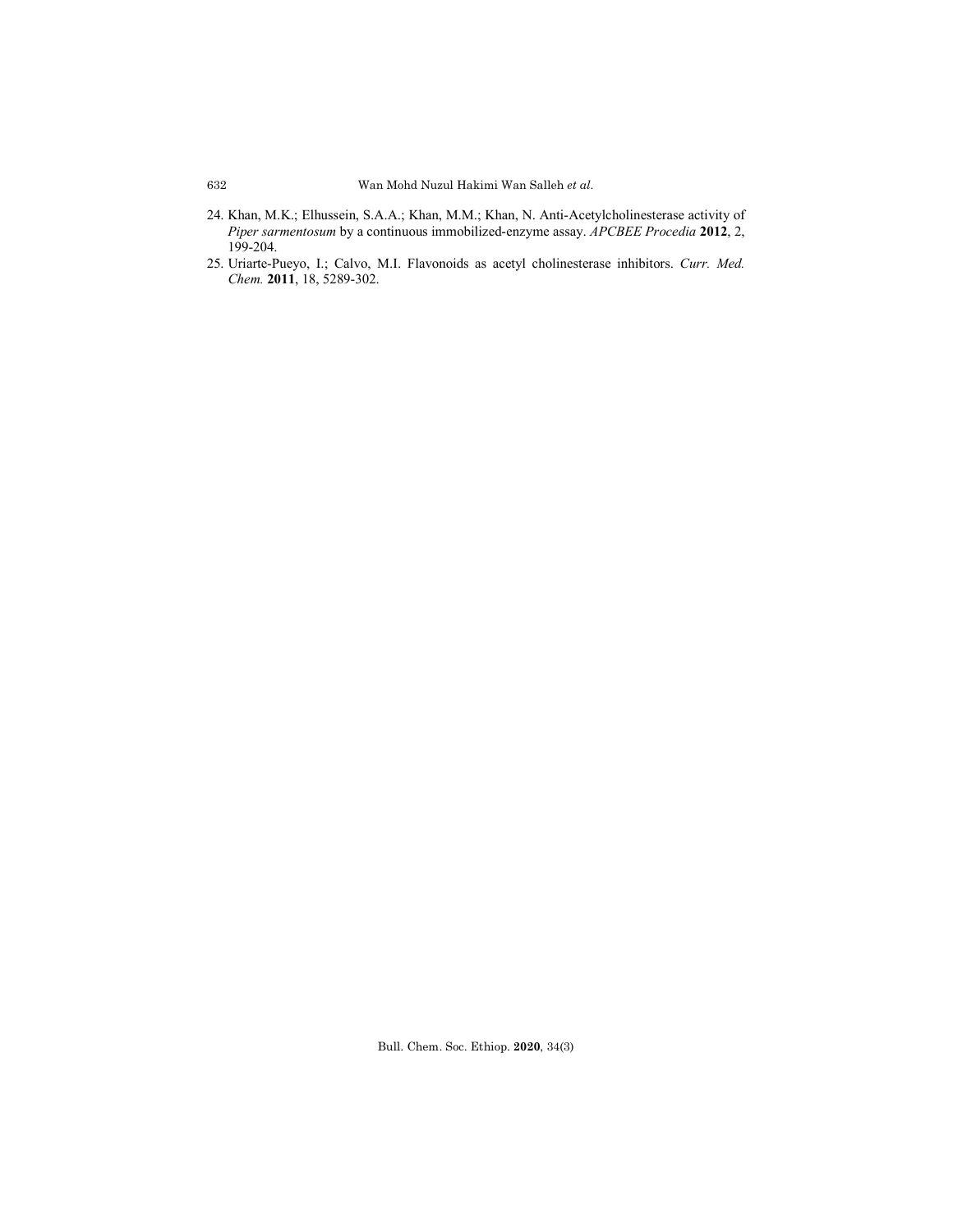24. Khan, M.K.; Elhussein, S.A.A.; Khan, M.M.; Khan, N. Anti-Acetylcholinesterase activity of *Piper sarmentosum* by a continuous immobilized-enzyme assay. *APCBEE Procedia* **2012**, 2, 199-204.
25. Uriarte-Pueyo, I.; Calvo, M.I. Flavonoids as acetyl cholinesterase inhibitors. *Curr. Med. Chem.* **2011**, 18, 5289-302.